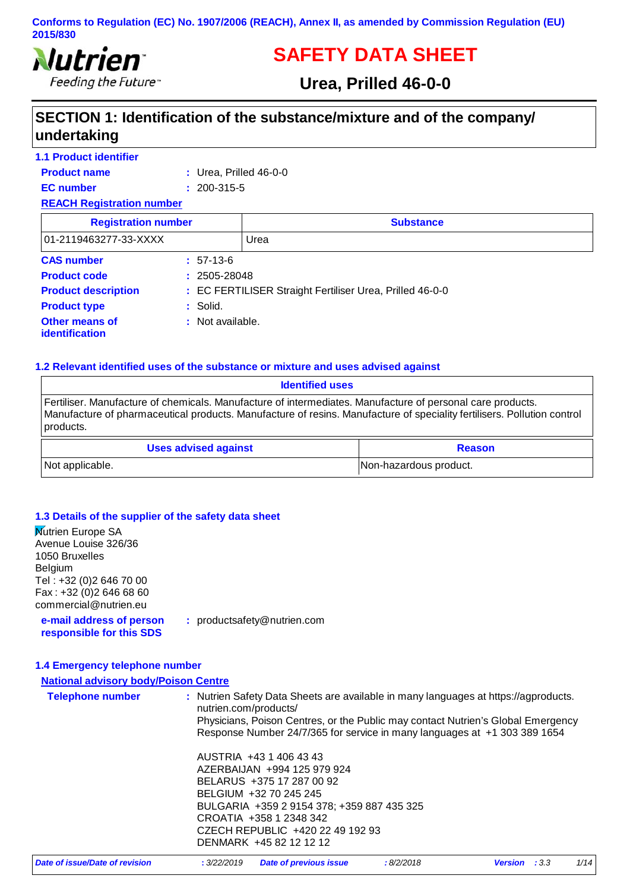**Conforms to Regulation (EC) No. 1907/2006 (REACH), Annex II, as amended by Commission Regulation (EU) 2015/830**

Nutrien
Feeding the Future™

# SAFETY DATA SHEET

## Urea, Prilled 46-0-0

## SECTION 1: Identification of the substance/mixture and of the company/ undertaking

### 1.1 Product identifier

**Product name** : Urea, Prilled 46-0-0

**EC number** : 200-315-5

**REACH Registration number**

| Registration number | Substance |
|---|---|
| 01-2119463277-33-XXXX | Urea |

**CAS number** : 57-13-6

**Product code** : 2505-28048

**Product description** : EC FERTILISER Straight Fertiliser Urea, Prilled 46-0-0

**Product type** : Solid.

**Other means of identification** : Not available.

### 1.2 Relevant identified uses of the substance or mixture and uses advised against

| Identified uses |
|---|
| Fertiliser. Manufacture of chemicals. Manufacture of intermediates. Manufacture of personal care products. Manufacture of pharmaceutical products. Manufacture of resins. Manufacture of speciality fertilisers. Pollution control products. |

| Uses advised against | Reason |
|---|---|
| Not applicable. | Non-hazardous product. |

### 1.3 Details of the supplier of the safety data sheet

Nutrien Europe SA
Avenue Louise 326/36
1050 Bruxelles
Belgium
Tel : +32 (0)2 646 70 00
Fax : +32 (0)2 646 68 60
commercial@nutrien.eu

**e-mail address of person responsible for this SDS** : productsafety@nutrien.com

### 1.4 Emergency telephone number

**National advisory body/Poison Centre**

**Telephone number** : Nutrien Safety Data Sheets are available in many languages at https://agproducts.nutrien.com/products/
Physicians, Poison Centres, or the Public may contact Nutrien's Global Emergency Response Number 24/7/365 for service in many languages at +1 303 389 1654

AUSTRIA +43 1 406 43 43
AZERBAIJAN +994 125 979 924
BELARUS +375 17 287 00 92
BELGIUM +32 70 245 245
BULGARIA +359 2 9154 378; +359 887 435 325
CROATIA +358 1 2348 342
CZECH REPUBLIC +420 22 49 192 93
DENMARK +45 82 12 12 12

*Date of issue/Date of revision* : 3/22/2019 *Date of previous issue* : 8/2/2018 *Version* : 3.3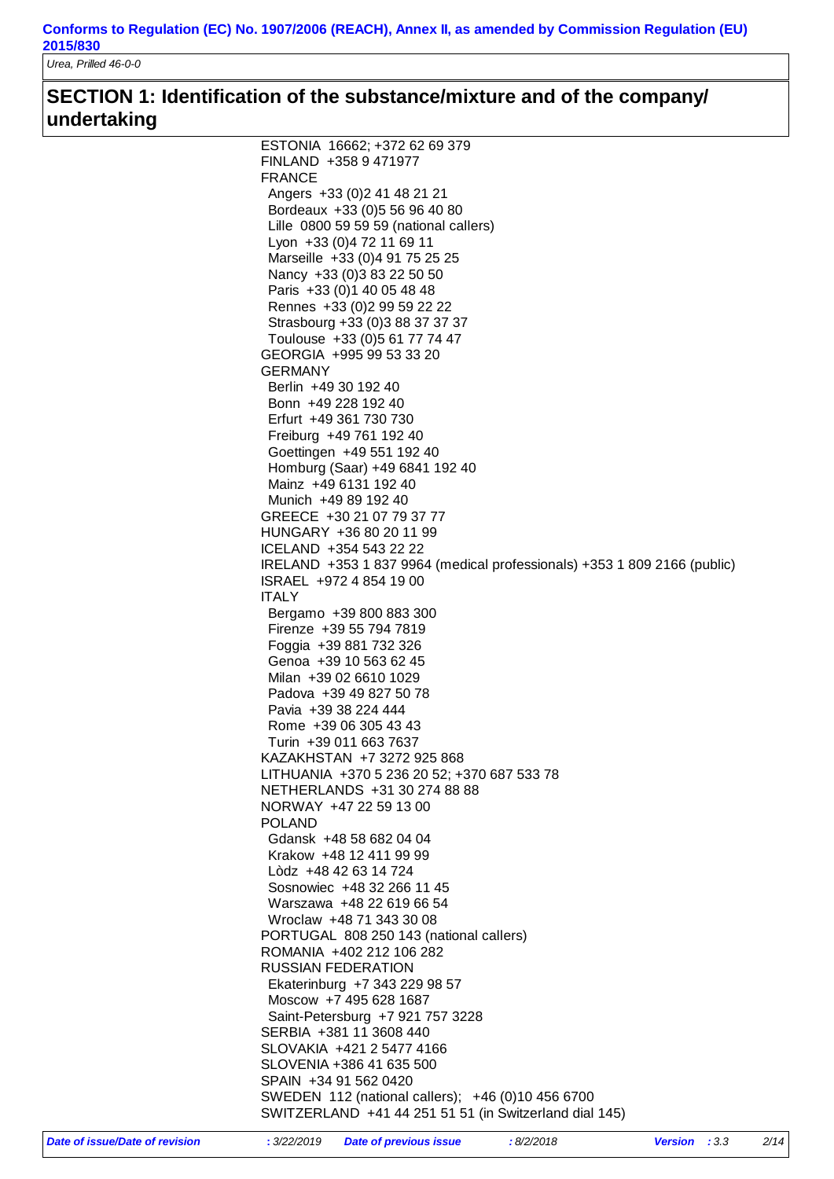## SECTION 1: Identification of the substance/mixture and of the company/undertaking

ESTONIA 16662; +372 62 69 379
FINLAND +358 9 471977
FRANCE
- Angers +33 (0)2 41 48 21 21
- Bordeaux +33 (0)5 56 96 40 80
- Lille 0800 59 59 59 (national callers)
- Lyon +33 (0)4 72 11 69 11
- Marseille +33 (0)4 91 75 25 25
- Nancy +33 (0)3 83 22 50 50
- Paris +33 (0)1 40 05 48 48
- Rennes +33 (0)2 99 59 22 22
- Strasbourg +33 (0)3 88 37 37 37
- Toulouse +33 (0)5 61 77 74 47

GEORGIA +995 99 53 33 20
GERMANY
- Berlin +49 30 192 40
- Bonn +49 228 192 40
- Erfurt +49 361 730 730
- Freiburg +49 761 192 40
- Goettingen +49 551 192 40
- Homburg (Saar) +49 6841 192 40
- Mainz +49 6131 192 40
- Munich +49 89 192 40

GREECE +30 21 07 79 37 77
HUNGARY +36 80 20 11 99
ICELAND +354 543 22 22
IRELAND +353 1 837 9964 (medical professionals) +353 1 809 2166 (public)
ISRAEL +972 4 854 19 00
ITALY
- Bergamo +39 800 883 300
- Firenze +39 55 794 7819
- Foggia +39 881 732 326
- Genoa +39 10 563 62 45
- Milan +39 02 6610 1029
- Padova +39 49 827 50 78
- Pavia +39 38 224 444
- Rome +39 06 305 43 43
- Turin +39 011 663 7637

KAZAKHSTAN +7 3272 925 868
LITHUANIA +370 5 236 20 52; +370 687 533 78
NETHERLANDS +31 30 274 88 88
NORWAY +47 22 59 13 00
POLAND
- Gdansk +48 58 682 04 04
- Krakow +48 12 411 99 99
- Lòdz +48 42 63 14 724
- Sosnowiec +48 32 266 11 45
- Warszawa +48 22 619 66 54
- Wroclaw +48 71 343 30 08

PORTUGAL 808 250 143 (national callers)
ROMANIA +402 212 106 282
RUSSIAN FEDERATION
- Ekaterinburg +7 343 229 98 57
- Moscow +7 495 628 1687
- Saint-Petersburg +7 921 757 3228

SERBIA +381 11 3608 440
SLOVAKIA +421 2 5477 4166
SLOVENIA +386 41 635 500
SPAIN +34 91 562 0420
SWEDEN 112 (national callers); +46 (0)10 456 6700
SWITZERLAND +41 44 251 51 51 (in Switzerland dial 145)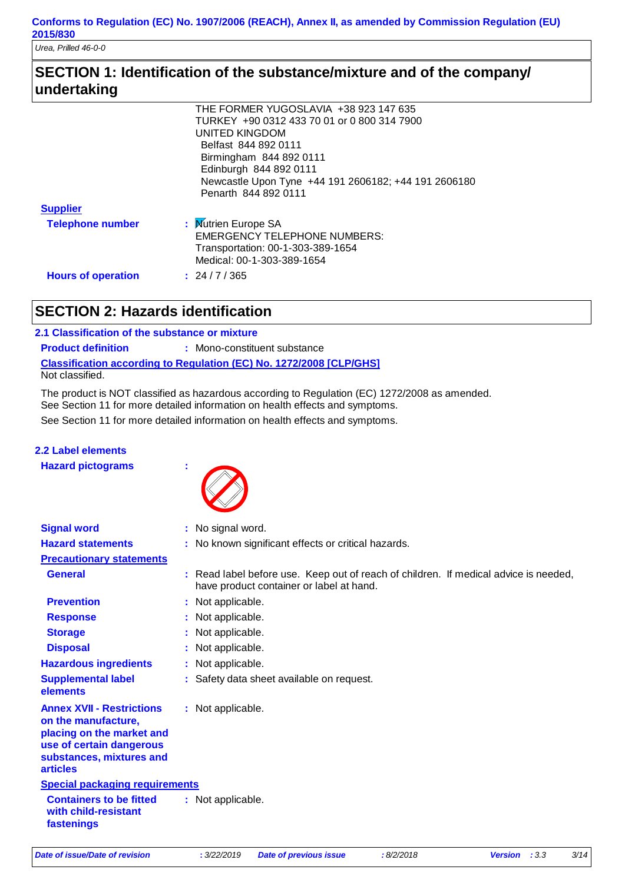## SECTION 1: Identification of the substance/mixture and of the company/undertaking

THE FORMER YUGOSLAVIA +38 923 147 635
TURKEY +90 0312 433 70 01 or 0 800 314 7900
UNITED KINGDOM
Belfast 844 892 0111
Birmingham 844 892 0111
Edinburgh 844 892 0111
Newcastle Upon Tyne +44 191 2606182; +44 191 2606180
Penarth 844 892 0111

**Supplier**

**Telephone number** : Nutrien Europe SA
EMERGENCY TELEPHONE NUMBERS:
Transportation: 00-1-303-389-1654
Medical: 00-1-303-389-1654

**Hours of operation** : 24 / 7 / 365

## SECTION 2: Hazards identification

### 2.1 Classification of the substance or mixture

**Product definition** : Mono-constituent substance

**Classification according to Regulation (EC) No. 1272/2008 [CLP/GHS]**

Not classified.

The product is NOT classified as hazardous according to Regulation (EC) 1272/2008 as amended.
See Section 11 for more detailed information on health effects and symptoms.

See Section 11 for more detailed information on health effects and symptoms.

### 2.2 Label elements

**Hazard pictograms** :

**Signal word** : No signal word.

**Hazard statements** : No known significant effects or critical hazards.

**Precautionary statements**

**General** : Read label before use. Keep out of reach of children. If medical advice is needed, have product container or label at hand.

**Prevention** : Not applicable.

**Response** : Not applicable.

**Storage** : Not applicable.

**Disposal** : Not applicable.

**Hazardous ingredients** : Not applicable.

**Supplemental label elements** : Safety data sheet available on request.

**Annex XVII - Restrictions on the manufacture, placing on the market and use of certain dangerous substances, mixtures and articles** : Not applicable.

**Special packaging requirements**

**Containers to be fitted with child-resistant fastenings** : Not applicable.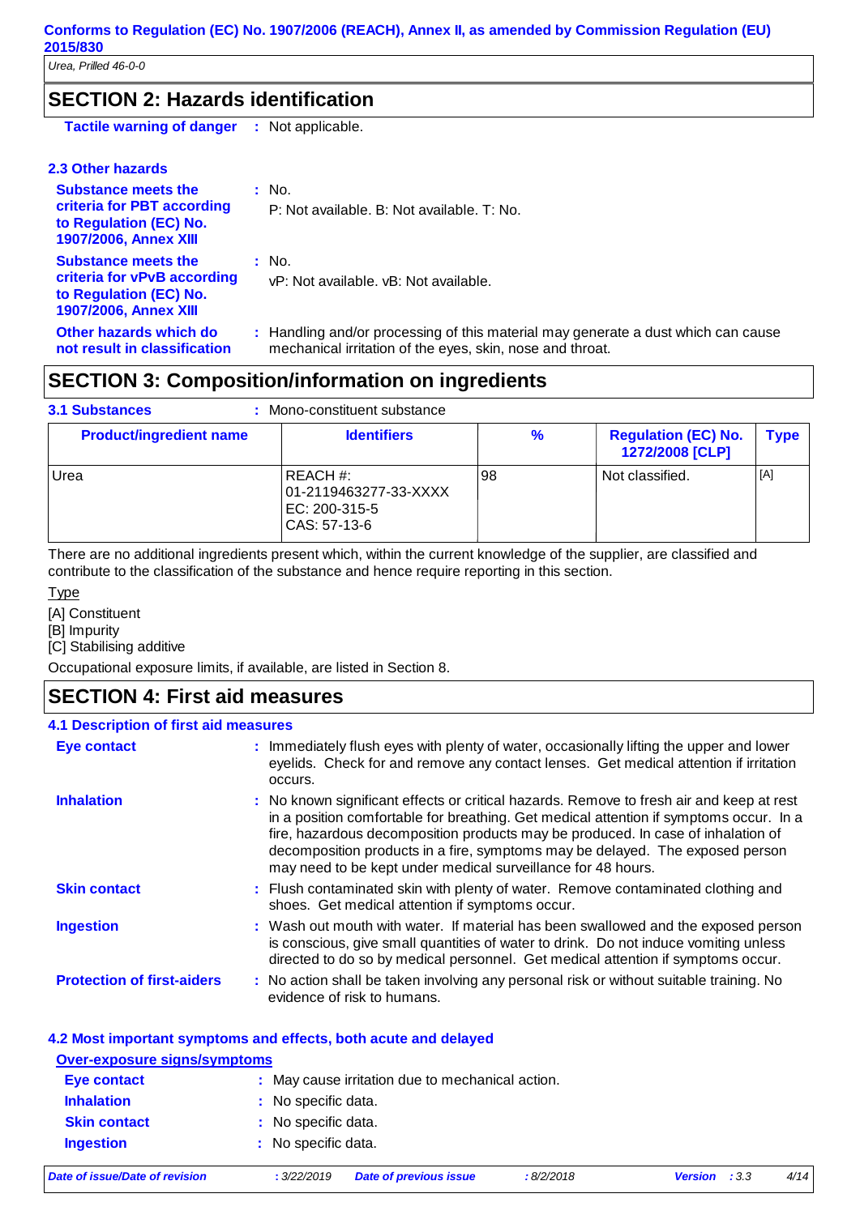## SECTION 2: Hazards identification

**Tactile warning of danger** : Not applicable.

### 2.3 Other hazards

**Substance meets the criteria for PBT according to Regulation (EC) No. 1907/2006, Annex XIII** : No.
P: Not available. B: Not available. T: No.

**Substance meets the criteria for vPvB according to Regulation (EC) No. 1907/2006, Annex XIII** : No.
vP: Not available. vB: Not available.

**Other hazards which do not result in classification** : Handling and/or processing of this material may generate a dust which can cause mechanical irritation of the eyes, skin, nose and throat.

## SECTION 3: Composition/information on ingredients

**3.1 Substances** : Mono-constituent substance

| Product/ingredient name | Identifiers | % | Regulation (EC) No. 1272/2008 [CLP] | Type |
|---|---|---|---|---|
| Urea | REACH #: 01-2119463277-33-XXXX<br>EC: 200-315-5<br>CAS: 57-13-6 | 98 | Not classified. | [A] |

There are no additional ingredients present which, within the current knowledge of the supplier, are classified and contribute to the classification of the substance and hence require reporting in this section.

Type

[A] Constituent
[B] Impurity
[C] Stabilising additive

Occupational exposure limits, if available, are listed in Section 8.

## SECTION 4: First aid measures

### 4.1 Description of first aid measures

**Eye contact** : Immediately flush eyes with plenty of water, occasionally lifting the upper and lower eyelids. Check for and remove any contact lenses. Get medical attention if irritation occurs.

**Inhalation** : No known significant effects or critical hazards. Remove to fresh air and keep at rest in a position comfortable for breathing. Get medical attention if symptoms occur. In a fire, hazardous decomposition products may be produced. In case of inhalation of decomposition products in a fire, symptoms may be delayed. The exposed person may need to be kept under medical surveillance for 48 hours.

**Skin contact** : Flush contaminated skin with plenty of water. Remove contaminated clothing and shoes. Get medical attention if symptoms occur.

**Ingestion** : Wash out mouth with water. If material has been swallowed and the exposed person is conscious, give small quantities of water to drink. Do not induce vomiting unless directed to do so by medical personnel. Get medical attention if symptoms occur.

**Protection of first-aiders** : No action shall be taken involving any personal risk or without suitable training. No evidence of risk to humans.

### 4.2 Most important symptoms and effects, both acute and delayed

**Over-exposure signs/symptoms**

**Eye contact** : May cause irritation due to mechanical action.

**Inhalation** : No specific data.

**Skin contact** : No specific data.

**Ingestion** : No specific data.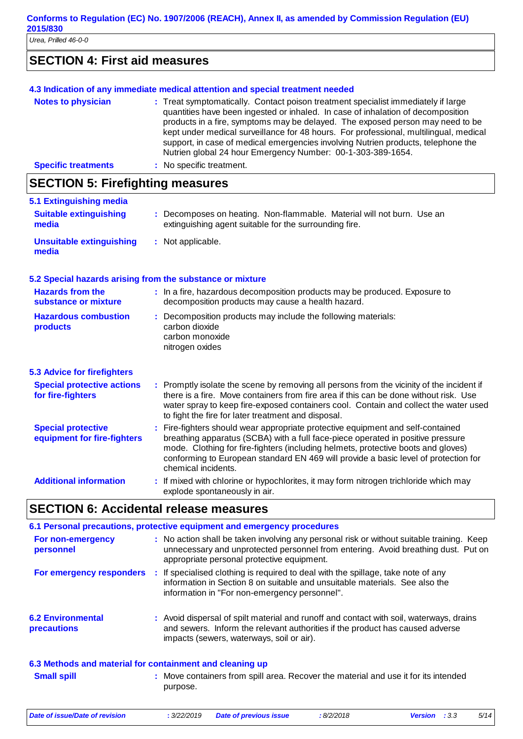## SECTION 4: First aid measures

### 4.3 Indication of any immediate medical attention and special treatment needed

**Notes to physician** : Treat symptomatically. Contact poison treatment specialist immediately if large quantities have been ingested or inhaled. In case of inhalation of decomposition products in a fire, symptoms may be delayed. The exposed person may need to be kept under medical surveillance for 48 hours. For professional, multilingual, medical support, in case of medical emergencies involving Nutrien products, telephone the Nutrien global 24 hour Emergency Number: 00-1-303-389-1654.

**Specific treatments** : No specific treatment.

## SECTION 5: Firefighting measures

### 5.1 Extinguishing media

**Suitable extinguishing media** : Decomposes on heating. Non-flammable. Material will not burn. Use an extinguishing agent suitable for the surrounding fire.

**Unsuitable extinguishing media** : Not applicable.

### 5.2 Special hazards arising from the substance or mixture

**Hazards from the substance or mixture** : In a fire, hazardous decomposition products may be produced. Exposure to decomposition products may cause a health hazard.

**Hazardous combustion products** : Decomposition products may include the following materials:
carbon dioxide
carbon monoxide
nitrogen oxides

### 5.3 Advice for firefighters

**Special protective actions for fire-fighters** : Promptly isolate the scene by removing all persons from the vicinity of the incident if there is a fire. Move containers from fire area if this can be done without risk. Use water spray to keep fire-exposed containers cool. Contain and collect the water used to fight the fire for later treatment and disposal.

**Special protective equipment for fire-fighters** : Fire-fighters should wear appropriate protective equipment and self-contained breathing apparatus (SCBA) with a full face-piece operated in positive pressure mode. Clothing for fire-fighters (including helmets, protective boots and gloves) conforming to European standard EN 469 will provide a basic level of protection for chemical incidents.

**Additional information** : If mixed with chlorine or hypochlorites, it may form nitrogen trichloride which may explode spontaneously in air.

## SECTION 6: Accidental release measures

### 6.1 Personal precautions, protective equipment and emergency procedures

**For non-emergency personnel** : No action shall be taken involving any personal risk or without suitable training. Keep unnecessary and unprotected personnel from entering. Avoid breathing dust. Put on appropriate personal protective equipment.

**For emergency responders** : If specialised clothing is required to deal with the spillage, take note of any information in Section 8 on suitable and unsuitable materials. See also the information in "For non-emergency personnel".

### 6.2 Environmental precautions

: Avoid dispersal of spilt material and runoff and contact with soil, waterways, drains and sewers. Inform the relevant authorities if the product has caused adverse impacts (sewers, waterways, soil or air).

### 6.3 Methods and material for containment and cleaning up

**Small spill** : Move containers from spill area. Recover the material and use it for its intended purpose.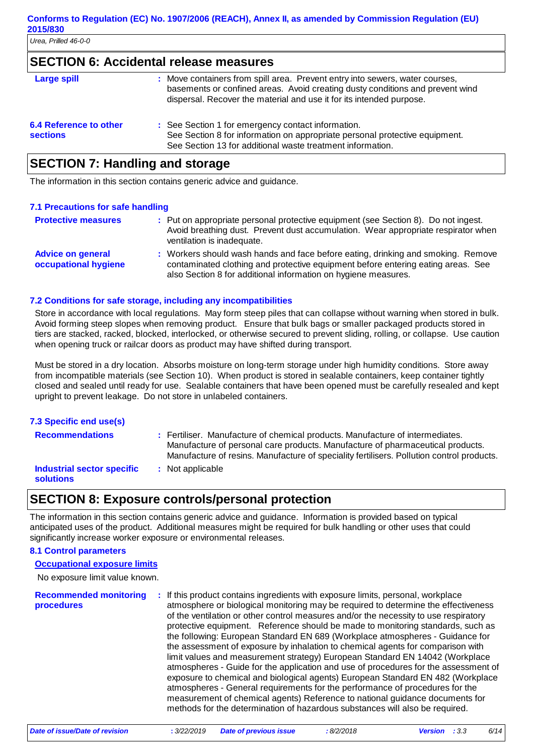## SECTION 6: Accidental release measures

**Large spill** : Move containers from spill area. Prevent entry into sewers, water courses, basements or confined areas. Avoid creating dusty conditions and prevent wind dispersal. Recover the material and use it for its intended purpose.

**6.4 Reference to other sections** : See Section 1 for emergency contact information.
See Section 8 for information on appropriate personal protective equipment.
See Section 13 for additional waste treatment information.

## SECTION 7: Handling and storage

The information in this section contains generic advice and guidance.

### 7.1 Precautions for safe handling

**Protective measures** : Put on appropriate personal protective equipment (see Section 8). Do not ingest. Avoid breathing dust. Prevent dust accumulation. Wear appropriate respirator when ventilation is inadequate.

**Advice on general occupational hygiene** : Workers should wash hands and face before eating, drinking and smoking. Remove contaminated clothing and protective equipment before entering eating areas. See also Section 8 for additional information on hygiene measures.

### 7.2 Conditions for safe storage, including any incompatibilities

Store in accordance with local regulations. May form steep piles that can collapse without warning when stored in bulk. Avoid forming steep slopes when removing product. Ensure that bulk bags or smaller packaged products stored in tiers are stacked, racked, blocked, interlocked, or otherwise secured to prevent sliding, rolling, or collapse. Use caution when opening truck or railcar doors as product may have shifted during transport.

Must be stored in a dry location. Absorbs moisture on long-term storage under high humidity conditions. Store away from incompatible materials (see Section 10). When product is stored in sealable containers, keep container tightly closed and sealed until ready for use. Sealable containers that have been opened must be carefully resealed and kept upright to prevent leakage. Do not store in unlabeled containers.

### 7.3 Specific end use(s)

**Recommendations** : Fertiliser. Manufacture of chemical products. Manufacture of intermediates. Manufacture of personal care products. Manufacture of pharmaceutical products. Manufacture of resins. Manufacture of speciality fertilisers. Pollution control products.

**Industrial sector specific solutions** : Not applicable

## SECTION 8: Exposure controls/personal protection

The information in this section contains generic advice and guidance. Information is provided based on typical anticipated uses of the product. Additional measures might be required for bulk handling or other uses that could significantly increase worker exposure or environmental releases.

### 8.1 Control parameters

**Occupational exposure limits**

No exposure limit value known.

**Recommended monitoring procedures** : If this product contains ingredients with exposure limits, personal, workplace atmosphere or biological monitoring may be required to determine the effectiveness of the ventilation or other control measures and/or the necessity to use respiratory protective equipment. Reference should be made to monitoring standards, such as the following: European Standard EN 689 (Workplace atmospheres - Guidance for the assessment of exposure by inhalation to chemical agents for comparison with limit values and measurement strategy) European Standard EN 14042 (Workplace atmospheres - Guide for the application and use of procedures for the assessment of exposure to chemical and biological agents) European Standard EN 482 (Workplace atmospheres - General requirements for the performance of procedures for the measurement of chemical agents) Reference to national guidance documents for methods for the determination of hazardous substances will also be required.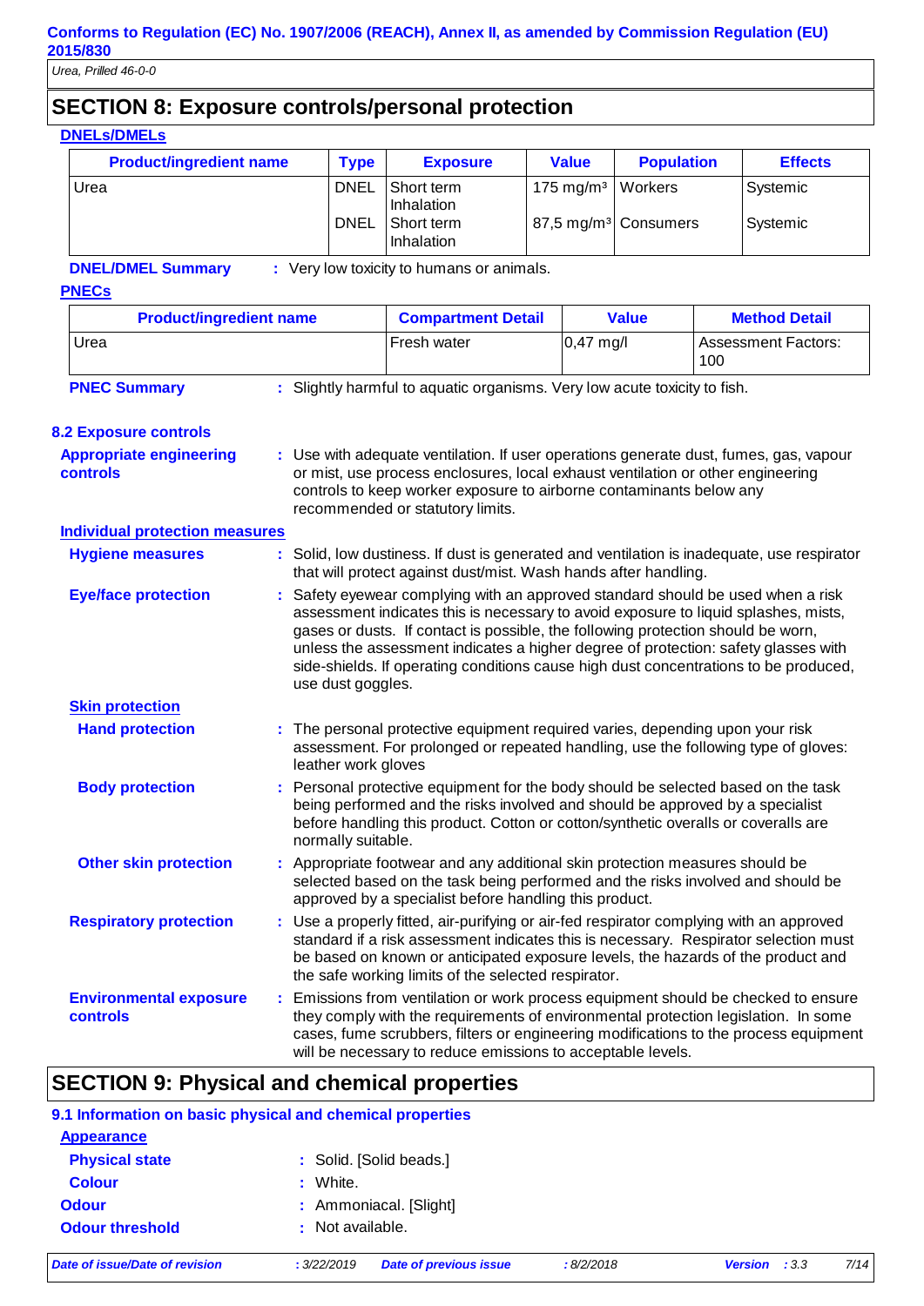## SECTION 8: Exposure controls/personal protection

**DNELs/DMELs**

| Product/ingredient name | Type | Exposure | Value | Population | Effects |
|---|---|---|---|---|---|
| Urea | DNEL | Short term Inhalation | 175 mg/m³ | Workers | Systemic |
| | DNEL | Short term Inhalation | 87,5 mg/m³ | Consumers | Systemic |

**DNEL/DMEL Summary** : Very low toxicity to humans or animals.

**PNECs**

| Product/ingredient name | Compartment Detail | Value | Method Detail |
|---|---|---|---|
| Urea | Fresh water | 0,47 mg/l | Assessment Factors: 100 |

**PNEC Summary** : Slightly harmful to aquatic organisms. Very low acute toxicity to fish.

### 8.2 Exposure controls

**Appropriate engineering controls** : Use with adequate ventilation. If user operations generate dust, fumes, gas, vapour or mist, use process enclosures, local exhaust ventilation or other engineering controls to keep worker exposure to airborne contaminants below any recommended or statutory limits.

**Individual protection measures**

**Hygiene measures** : Solid, low dustiness. If dust is generated and ventilation is inadequate, use respirator that will protect against dust/mist. Wash hands after handling.

**Eye/face protection** : Safety eyewear complying with an approved standard should be used when a risk assessment indicates this is necessary to avoid exposure to liquid splashes, mists, gases or dusts. If contact is possible, the following protection should be worn, unless the assessment indicates a higher degree of protection: safety glasses with side-shields. If operating conditions cause high dust concentrations to be produced, use dust goggles.

**Skin protection**

**Hand protection** : The personal protective equipment required varies, depending upon your risk assessment. For prolonged or repeated handling, use the following type of gloves: leather work gloves

**Body protection** : Personal protective equipment for the body should be selected based on the task being performed and the risks involved and should be approved by a specialist before handling this product. Cotton or cotton/synthetic overalls or coveralls are normally suitable.

**Other skin protection** : Appropriate footwear and any additional skin protection measures should be selected based on the task being performed and the risks involved and should be approved by a specialist before handling this product.

**Respiratory protection** : Use a properly fitted, air-purifying or air-fed respirator complying with an approved standard if a risk assessment indicates this is necessary. Respirator selection must be based on known or anticipated exposure levels, the hazards of the product and the safe working limits of the selected respirator.

**Environmental exposure controls** : Emissions from ventilation or work process equipment should be checked to ensure they comply with the requirements of environmental protection legislation. In some cases, fume scrubbers, filters or engineering modifications to the process equipment will be necessary to reduce emissions to acceptable levels.

## SECTION 9: Physical and chemical properties

### 9.1 Information on basic physical and chemical properties

**Appearance**

**Physical state** : Solid. [Solid beads.]

**Colour** : White.

**Odour** : Ammoniacal. [Slight]

**Odour threshold** : Not available.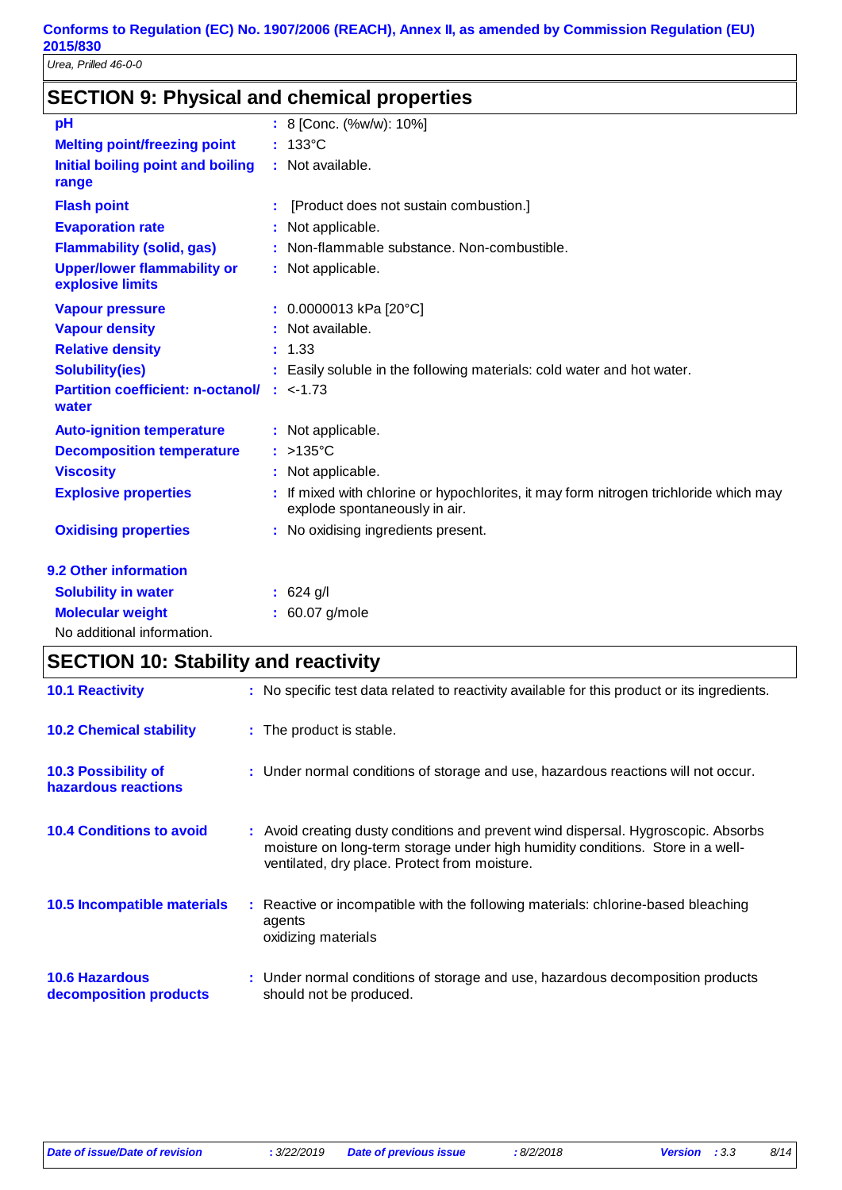## SECTION 9: Physical and chemical properties

| | |
|---|---|
| **pH** | : 8 [Conc. (%w/w): 10%] |
| **Melting point/freezing point** | : 133°C |
| **Initial boiling point and boiling range** | : Not available. |
| **Flash point** | : [Product does not sustain combustion.] |
| **Evaporation rate** | : Not applicable. |
| **Flammability (solid, gas)** | : Non-flammable substance. Non-combustible. |
| **Upper/lower flammability or explosive limits** | : Not applicable. |
| **Vapour pressure** | : 0.0000013 kPa [20°C] |
| **Vapour density** | : Not available. |
| **Relative density** | : 1.33 |
| **Solubility(ies)** | : Easily soluble in the following materials: cold water and hot water. |
| **Partition coefficient: n-octanol/water** | : <-1.73 |
| **Auto-ignition temperature** | : Not applicable. |
| **Decomposition temperature** | : >135°C |
| **Viscosity** | : Not applicable. |
| **Explosive properties** | : If mixed with chlorine or hypochlorites, it may form nitrogen trichloride which may explode spontaneously in air. |
| **Oxidising properties** | : No oxidising ingredients present. |

### 9.2 Other information

| | |
|---|---|
| **Solubility in water** | : 624 g/l |
| **Molecular weight** | : 60.07 g/mole |

No additional information.

## SECTION 10: Stability and reactivity

| | |
|---|---|
| **10.1 Reactivity** | : No specific test data related to reactivity available for this product or its ingredients. |
| **10.2 Chemical stability** | : The product is stable. |
| **10.3 Possibility of hazardous reactions** | : Under normal conditions of storage and use, hazardous reactions will not occur. |
| **10.4 Conditions to avoid** | : Avoid creating dusty conditions and prevent wind dispersal. Hygroscopic. Absorbs moisture on long-term storage under high humidity conditions. Store in a well-ventilated, dry place. Protect from moisture. |
| **10.5 Incompatible materials** | : Reactive or incompatible with the following materials: chlorine-based bleaching agents<br>oxidizing materials |
| **10.6 Hazardous decomposition products** | : Under normal conditions of storage and use, hazardous decomposition products should not be produced. |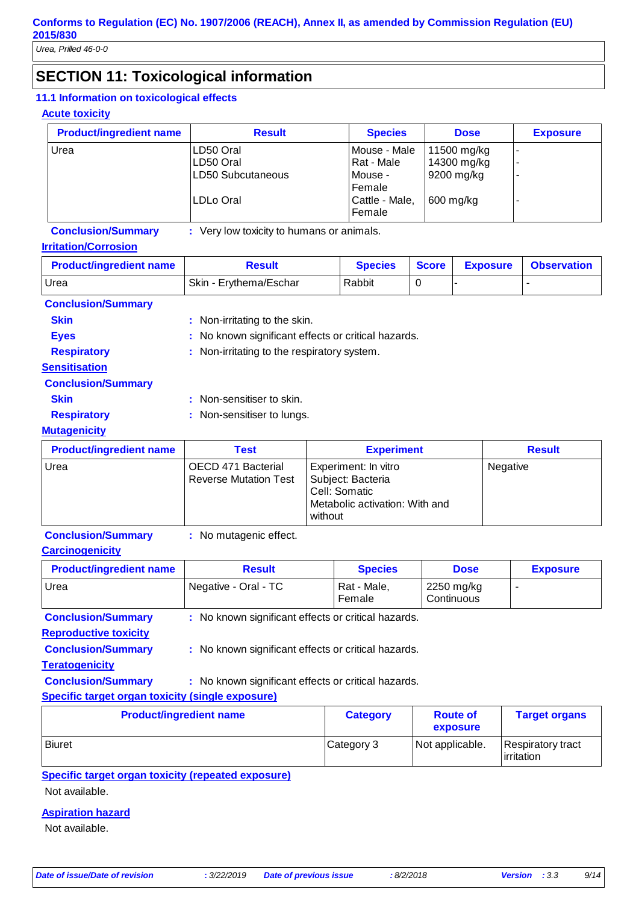## SECTION 11: Toxicological information

### 11.1 Information on toxicological effects

**Acute toxicity**

| Product/ingredient name | Result | Species | Dose | Exposure |
|---|---|---|---|---|
| Urea | LD50 Oral | Mouse - Male | 11500 mg/kg | - |
| | LD50 Oral | Rat - Male | 14300 mg/kg | - |
| | LD50 Subcutaneous | Mouse - Female | 9200 mg/kg | - |
| | LDLo Oral | Cattle - Male, Female | 600 mg/kg | - |

**Conclusion/Summary** : Very low toxicity to humans or animals.

**Irritation/Corrosion**

| Product/ingredient name | Result | Species | Score | Exposure | Observation |
|---|---|---|---|---|---|
| Urea | Skin - Erythema/Eschar | Rabbit | 0 | - | - |

**Conclusion/Summary**

**Skin** : Non-irritating to the skin.

**Eyes** : No known significant effects or critical hazards.

**Respiratory** : Non-irritating to the respiratory system.

**Sensitisation**

**Conclusion/Summary**

**Skin** : Non-sensitiser to skin.

**Respiratory** : Non-sensitiser to lungs.

**Mutagenicity**

| Product/ingredient name | Test | Experiment | Result |
|---|---|---|---|
| Urea | OECD 471 Bacterial Reverse Mutation Test | Experiment: In vitro<br>Subject: Bacteria<br>Cell: Somatic<br>Metabolic activation: With and without | Negative |

**Conclusion/Summary** : No mutagenic effect.

**Carcinogenicity**

| Product/ingredient name | Result | Species | Dose | Exposure |
|---|---|---|---|---|
| Urea | Negative - Oral - TC | Rat - Male, Female | 2250 mg/kg Continuous | - |

**Conclusion/Summary** : No known significant effects or critical hazards.

**Reproductive toxicity**

**Conclusion/Summary** : No known significant effects or critical hazards.

**Teratogenicity**

**Conclusion/Summary** : No known significant effects or critical hazards.

**Specific target organ toxicity (single exposure)**

| Product/ingredient name | Category | Route of exposure | Target organs |
|---|---|---|---|
| Biuret | Category 3 | Not applicable. | Respiratory tract irritation |

**Specific target organ toxicity (repeated exposure)**

Not available.

**Aspiration hazard**

Not available.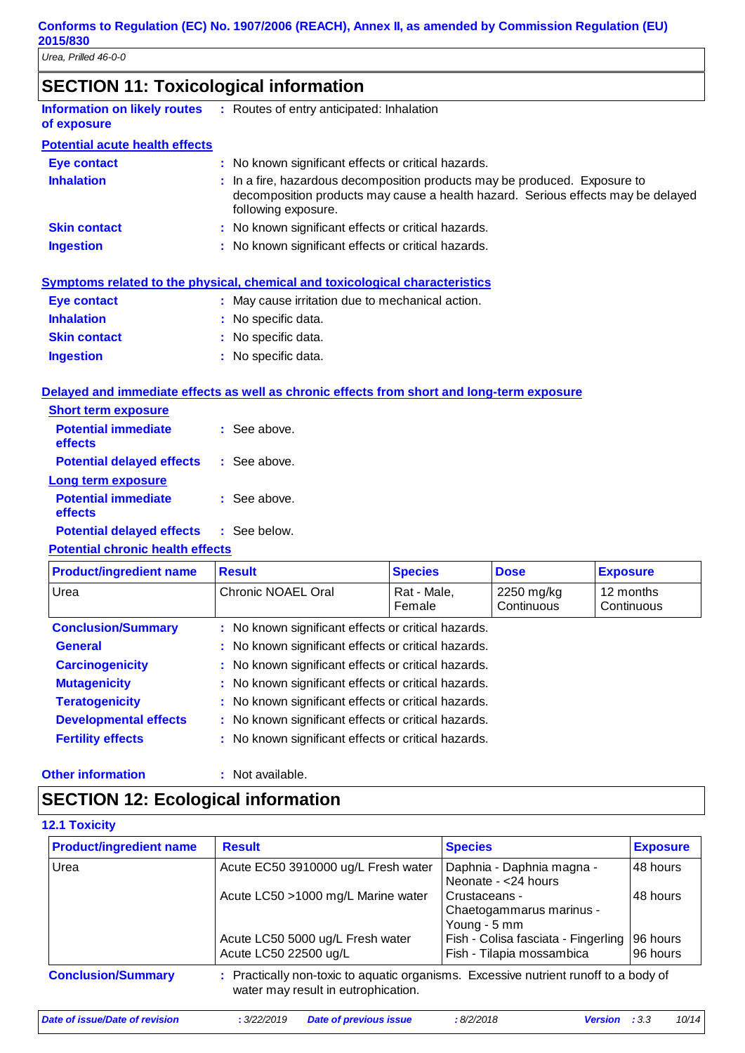## SECTION 11: Toxicological information

**Information on likely routes of exposure** : Routes of entry anticipated: Inhalation

**Potential acute health effects**

**Eye contact** : No known significant effects or critical hazards.

**Inhalation** : In a fire, hazardous decomposition products may be produced. Exposure to decomposition products may cause a health hazard. Serious effects may be delayed following exposure.

**Skin contact** : No known significant effects or critical hazards.

**Ingestion** : No known significant effects or critical hazards.

**Symptoms related to the physical, chemical and toxicological characteristics**

**Eye contact** : May cause irritation due to mechanical action.

**Inhalation** : No specific data.

**Skin contact** : No specific data.

**Ingestion** : No specific data.

**Delayed and immediate effects as well as chronic effects from short and long-term exposure**

**Short term exposure**

**Potential immediate effects** : See above.

**Potential delayed effects** : See above.

**Long term exposure**

**Potential immediate effects** : See above.

**Potential delayed effects** : See below.

**Potential chronic health effects**

| Product/ingredient name | Result | Species | Dose | Exposure |
|---|---|---|---|---|
| Urea | Chronic NOAEL Oral | Rat - Male, Female | 2250 mg/kg Continuous | 12 months Continuous |

**Conclusion/Summary** : No known significant effects or critical hazards.

**General** : No known significant effects or critical hazards.

**Carcinogenicity** : No known significant effects or critical hazards.

**Mutagenicity** : No known significant effects or critical hazards.

**Teratogenicity** : No known significant effects or critical hazards.

**Developmental effects** : No known significant effects or critical hazards.

**Fertility effects** : No known significant effects or critical hazards.

**Other information** : Not available.

## SECTION 12: Ecological information

**12.1 Toxicity**

| Product/ingredient name | Result | Species | Exposure |
|---|---|---|---|
| Urea | Acute EC50 3910000 ug/L Fresh water | Daphnia - Daphnia magna - Neonate - <24 hours | 48 hours |
| | Acute LC50 >1000 mg/L Marine water | Crustaceans - Chaetogammarus marinus - Young - 5 mm | 48 hours |
| | Acute LC50 5000 ug/L Fresh water | Fish - Colisa fasciata - Fingerling | 96 hours |
| | Acute LC50 22500 ug/L | Fish - Tilapia mossambica | 96 hours |

**Conclusion/Summary** : Practically non-toxic to aquatic organisms. Excessive nutrient runoff to a body of water may result in eutrophication.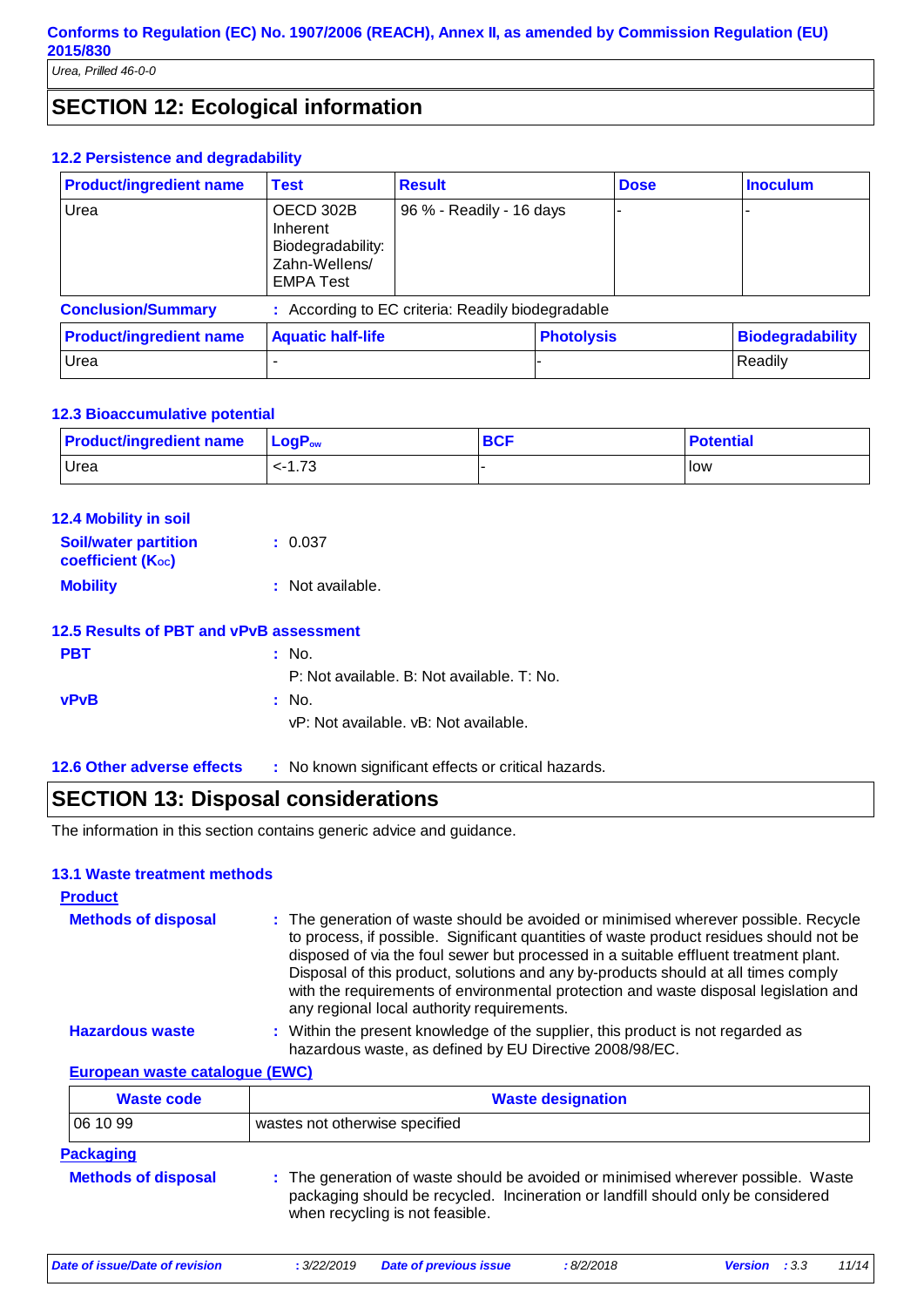## SECTION 12: Ecological information

### 12.2 Persistence and degradability

| Product/ingredient name | Test | Result | Dose | Inoculum |
|---|---|---|---|---|
| Urea | OECD 302B Inherent Biodegradability: Zahn-Wellens/ EMPA Test | 96 % - Readily - 16 days | - | - |

**Conclusion/Summary** : According to EC criteria: Readily biodegradable

| Product/ingredient name | Aquatic half-life | Photolysis | Biodegradability |
|---|---|---|---|
| Urea | - | - | Readily |

### 12.3 Bioaccumulative potential

| Product/ingredient name | $LogP_{ow}$ | BCF | Potential |
|---|---|---|---|
| Urea | <-1.73 | - | low |

### 12.4 Mobility in soil

**Soil/water partition coefficient ($K_{OC}$)** : 0.037

**Mobility** : Not available.

### 12.5 Results of PBT and vPvB assessment

**PBT** : No.
P: Not available. B: Not available. T: No.

**vPvB** : No.
vP: Not available. vB: Not available.

### 12.6 Other adverse effects

: No known significant effects or critical hazards.

## SECTION 13: Disposal considerations

The information in this section contains generic advice and guidance.

### 13.1 Waste treatment methods

**Product**

**Methods of disposal** : The generation of waste should be avoided or minimised wherever possible. Recycle to process, if possible. Significant quantities of waste product residues should not be disposed of via the foul sewer but processed in a suitable effluent treatment plant. Disposal of this product, solutions and any by-products should at all times comply with the requirements of environmental protection and waste disposal legislation and any regional local authority requirements.

**Hazardous waste** : Within the present knowledge of the supplier, this product is not regarded as hazardous waste, as defined by EU Directive 2008/98/EC.

**European waste catalogue (EWC)**

| Waste code | Waste designation |
|---|---|
| 06 10 99 | wastes not otherwise specified |

**Packaging**

**Methods of disposal** : The generation of waste should be avoided or minimised wherever possible. Waste packaging should be recycled. Incineration or landfill should only be considered when recycling is not feasible.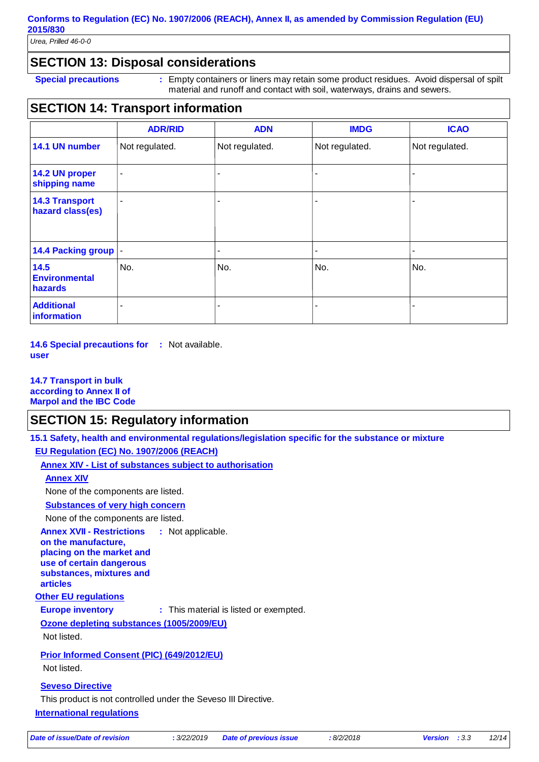## SECTION 13: Disposal considerations

**Special precautions** : Empty containers or liners may retain some product residues. Avoid dispersal of spilt material and runoff and contact with soil, waterways, drains and sewers.

## SECTION 14: Transport information

| | ADR/RID | ADN | IMDG | ICAO |
|---|---|---|---|---|
| **14.1 UN number** | Not regulated. | Not regulated. | Not regulated. | Not regulated. |
| **14.2 UN proper shipping name** | - | - | - | - |
| **14.3 Transport hazard class(es)** | - | - | - | - |
| **14.4 Packing group** | - | - | - | - |
| **14.5 Environmental hazards** | No. | No. | No. | No. |
| **Additional information** | - | - | - | - |

**14.6 Special precautions for user** : Not available.

**14.7 Transport in bulk according to Annex II of Marpol and the IBC Code**

## SECTION 15: Regulatory information

**15.1 Safety, health and environmental regulations/legislation specific for the substance or mixture**

**EU Regulation (EC) No. 1907/2006 (REACH)**

**Annex XIV - List of substances subject to authorisation**

**Annex XIV**

None of the components are listed.

**Substances of very high concern**

None of the components are listed.

**Annex XVII - Restrictions on the manufacture, placing on the market and use of certain dangerous substances, mixtures and articles** : Not applicable.

**Other EU regulations**

**Europe inventory** : This material is listed or exempted.

**Ozone depleting substances (1005/2009/EU)**

Not listed.

**Prior Informed Consent (PIC) (649/2012/EU)**

Not listed.

**Seveso Directive**

This product is not controlled under the Seveso III Directive.

**International regulations**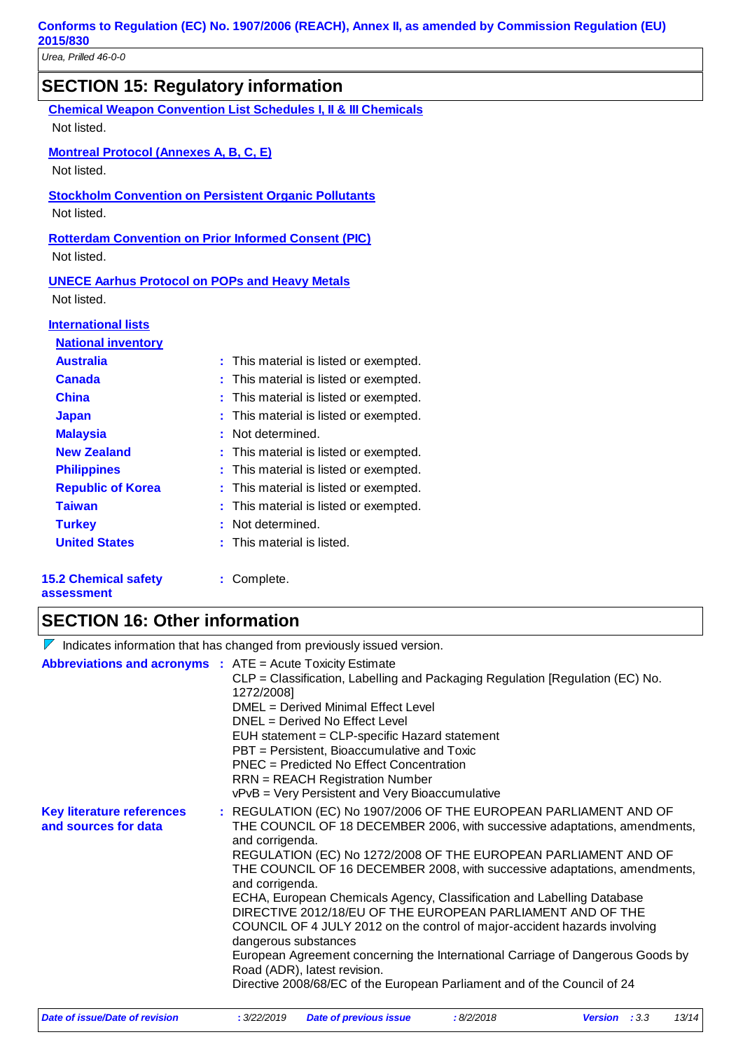## SECTION 15: Regulatory information

**Chemical Weapon Convention List Schedules I, II & III Chemicals**

Not listed.

**Montreal Protocol (Annexes A, B, C, E)**

Not listed.

**Stockholm Convention on Persistent Organic Pollutants**

Not listed.

**Rotterdam Convention on Prior Informed Consent (PIC)**

Not listed.

**UNECE Aarhus Protocol on POPs and Heavy Metals**

Not listed.

**International lists**

**National inventory**

| | |
|---|---|
| **Australia** | This material is listed or exempted. |
| **Canada** | This material is listed or exempted. |
| **China** | This material is listed or exempted. |
| **Japan** | This material is listed or exempted. |
| **Malaysia** | Not determined. |
| **New Zealand** | This material is listed or exempted. |
| **Philippines** | This material is listed or exempted. |
| **Republic of Korea** | This material is listed or exempted. |
| **Taiwan** | This material is listed or exempted. |
| **Turkey** | Not determined. |
| **United States** | This material is listed. |

**15.2 Chemical safety assessment** : Complete.

## SECTION 16: Other information

Indicates information that has changed from previously issued version.

**Abbreviations and acronyms** :
ATE = Acute Toxicity Estimate
CLP = Classification, Labelling and Packaging Regulation [Regulation (EC) No. 1272/2008]
DMEL = Derived Minimal Effect Level
DNEL = Derived No Effect Level
EUH statement = CLP-specific Hazard statement
PBT = Persistent, Bioaccumulative and Toxic
PNEC = Predicted No Effect Concentration
RRN = REACH Registration Number
vPvB = Very Persistent and Very Bioaccumulative

**Key literature references and sources for data** :
REGULATION (EC) No 1907/2006 OF THE EUROPEAN PARLIAMENT AND OF THE COUNCIL OF 18 DECEMBER 2006, with successive adaptations, amendments, and corrigenda.
REGULATION (EC) No 1272/2008 OF THE EUROPEAN PARLIAMENT AND OF THE COUNCIL OF 16 DECEMBER 2008, with successive adaptations, amendments, and corrigenda.
ECHA, European Chemicals Agency, Classification and Labelling Database
DIRECTIVE 2012/18/EU OF THE EUROPEAN PARLIAMENT AND OF THE COUNCIL OF 4 JULY 2012 on the control of major-accident hazards involving dangerous substances
European Agreement concerning the International Carriage of Dangerous Goods by Road (ADR), latest revision.
Directive 2008/68/EC of the European Parliament and of the Council of 24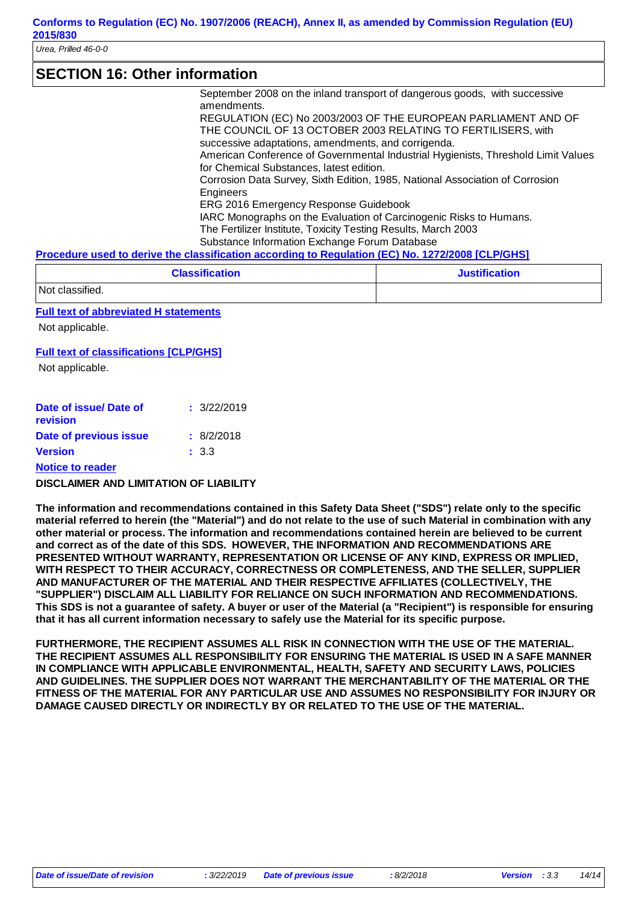## SECTION 16: Other information

September 2008 on the inland transport of dangerous goods, with successive amendments.
REGULATION (EC) No 2003/2003 OF THE EUROPEAN PARLIAMENT AND OF THE COUNCIL OF 13 OCTOBER 2003 RELATING TO FERTILISERS, with successive adaptations, amendments, and corrigenda.
American Conference of Governmental Industrial Hygienists, Threshold Limit Values for Chemical Substances, latest edition.
Corrosion Data Survey, Sixth Edition, 1985, National Association of Corrosion Engineers
ERG 2016 Emergency Response Guidebook
IARC Monographs on the Evaluation of Carcinogenic Risks to Humans.
The Fertilizer Institute, Toxicity Testing Results, March 2003
Substance Information Exchange Forum Database

**Procedure used to derive the classification according to Regulation (EC) No. 1272/2008 [CLP/GHS]**

| Classification | Justification |
|---|---|
| Not classified. | |

**Full text of abbreviated H statements**

Not applicable.

**Full text of classifications [CLP/GHS]**

Not applicable.

**Date of issue/ Date of revision** : 3/22/2019

**Date of previous issue** : 8/2/2018

**Version** : 3.3

**Notice to reader**

**DISCLAIMER AND LIMITATION OF LIABILITY**

**The information and recommendations contained in this Safety Data Sheet ("SDS") relate only to the specific material referred to herein (the "Material") and do not relate to the use of such Material in combination with any other material or process. The information and recommendations contained herein are believed to be current and correct as of the date of this SDS. HOWEVER, THE INFORMATION AND RECOMMENDATIONS ARE PRESENTED WITHOUT WARRANTY, REPRESENTATION OR LICENSE OF ANY KIND, EXPRESS OR IMPLIED, WITH RESPECT TO THEIR ACCURACY, CORRECTNESS OR COMPLETENESS, AND THE SELLER, SUPPLIER AND MANUFACTURER OF THE MATERIAL AND THEIR RESPECTIVE AFFILIATES (COLLECTIVELY, THE "SUPPLIER") DISCLAIM ALL LIABILITY FOR RELIANCE ON SUCH INFORMATION AND RECOMMENDATIONS. This SDS is not a guarantee of safety. A buyer or user of the Material (a "Recipient") is responsible for ensuring that it has all current information necessary to safely use the Material for its specific purpose.**

**FURTHERMORE, THE RECIPIENT ASSUMES ALL RISK IN CONNECTION WITH THE USE OF THE MATERIAL. THE RECIPIENT ASSUMES ALL RESPONSIBILITY FOR ENSURING THE MATERIAL IS USED IN A SAFE MANNER IN COMPLIANCE WITH APPLICABLE ENVIRONMENTAL, HEALTH, SAFETY AND SECURITY LAWS, POLICIES AND GUIDELINES. THE SUPPLIER DOES NOT WARRANT THE MERCHANTABILITY OF THE MATERIAL OR THE FITNESS OF THE MATERIAL FOR ANY PARTICULAR USE AND ASSUMES NO RESPONSIBILITY FOR INJURY OR DAMAGE CAUSED DIRECTLY OR INDIRECTLY BY OR RELATED TO THE USE OF THE MATERIAL.**